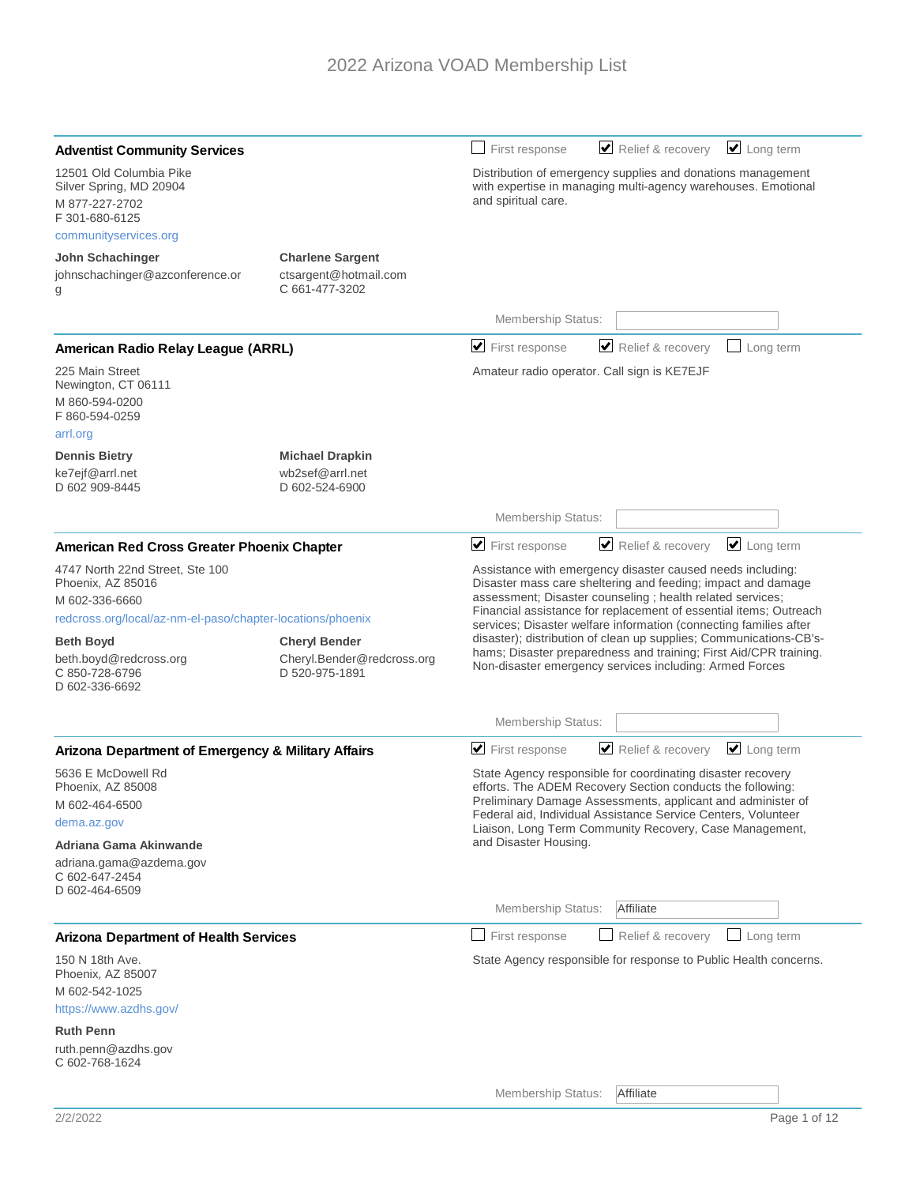# 2022 Arizona VOAD Membership List

## Adventist Community Services

☐ First response ☑ Relief & recovery ☑ Long term

12501 Old Columbia Pike
Silver Spring, MD 20904
M 877-227-2702
F 301-680-6125
communityservices.org

Distribution of emergency supplies and donations management with expertise in managing multi-agency warehouses. Emotional and spiritual care.

**John Schachinger**
johnschachinger@azconference.org

**Charlene Sargent**
ctsargent@hotmail.com
C 661-477-3202

Membership Status:

## American Radio Relay League (ARRL)

☑ First response ☑ Relief & recovery ☐ Long term

225 Main Street
Newington, CT 06111
M 860-594-0200
F 860-594-0259
arrl.org

Amateur radio operator. Call sign is KE7EJF

**Dennis Bietry**
ke7ejf@arrl.net
D 602 909-8445

**Michael Drapkin**
wb2sef@arrl.net
D 602-524-6900

Membership Status:

## American Red Cross Greater Phoenix Chapter

☑ First response ☑ Relief & recovery ☑ Long term

4747 North 22nd Street, Ste 100
Phoenix, AZ 85016
M 602-336-6660
redcross.org/local/az-nm-el-paso/chapter-locations/phoenix

Assistance with emergency disaster caused needs including: Disaster mass care sheltering and feeding; impact and damage assessment; Disaster counseling ; health related services; Financial assistance for replacement of essential items; Outreach services; Disaster welfare information (connecting families after disaster); distribution of clean up supplies; Communications-CB's-hams; Disaster preparedness and training; First Aid/CPR training. Non-disaster emergency services including: Armed Forces

**Beth Boyd**
beth.boyd@redcross.org
C 850-728-6796
D 602-336-6692

**Cheryl Bender**
Cheryl.Bender@redcross.org
D 520-975-1891

Membership Status:

## Arizona Department of Emergency & Military Affairs

☑ First response ☑ Relief & recovery ☑ Long term

5636 E McDowell Rd
Phoenix, AZ 85008
M 602-464-6500
dema.az.gov

State Agency responsible for coordinating disaster recovery efforts. The ADEM Recovery Section conducts the following: Preliminary Damage Assessments, applicant and administer of Federal aid, Individual Assistance Service Centers, Volunteer Liaison, Long Term Community Recovery, Case Management, and Disaster Housing.

**Adriana Gama Akinwande**
adriana.gama@azdema.gov
C 602-647-2454
D 602-464-6509

Membership Status: Affiliate

## Arizona Department of Health Services

☐ First response ☐ Relief & recovery ☐ Long term

150 N 18th Ave.
Phoenix, AZ 85007
M 602-542-1025
https://www.azdhs.gov/

State Agency responsible for response to Public Health concerns.

**Ruth Penn**
ruth.penn@azdhs.gov
C 602-768-1624

Membership Status: Affiliate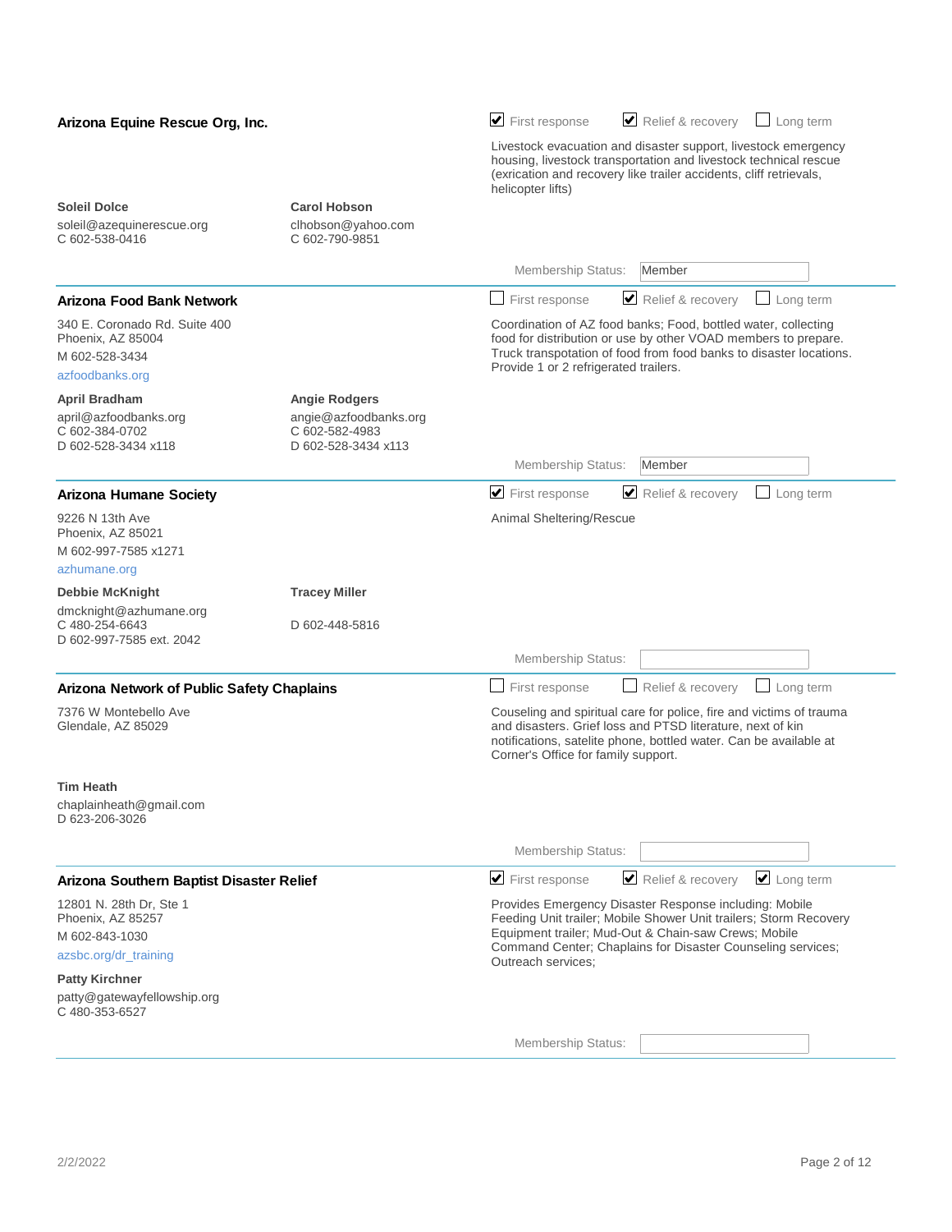## Arizona Equine Rescue Org, Inc.

- [x] First response
- [x] Relief & recovery
- [ ] Long term

Livestock evacuation and disaster support, livestock emergency housing, livestock transportation and livestock technical rescue (exrication and recovery like trailer accidents, cliff retrievals, helicopter lifts)

**Soleil Dolce**
soleil@azequinerescue.org
C 602-538-0416

**Carol Hobson**
clhobson@yahoo.com
C 602-790-9851

Membership Status: Member

---

## Arizona Food Bank Network

340 E. Coronado Rd. Suite 400
Phoenix, AZ 85004
M 602-528-3434
azfoodbanks.org

- [ ] First response
- [x] Relief & recovery
- [ ] Long term

Coordination of AZ food banks; Food, bottled water, collecting food for distribution or use by other VOAD members to prepare. Truck transpotation of food from food banks to disaster locations. Provide 1 or 2 refrigerated trailers.

**April Bradham**
april@azfoodbanks.org
C 602-384-0702
D 602-528-3434 x118

**Angie Rodgers**
angie@azfoodbanks.org
C 602-582-4983
D 602-528-3434 x113

Membership Status: Member

---

## Arizona Humane Society

9226 N 13th Ave
Phoenix, AZ 85021
M 602-997-7585 x1271
azhumane.org

- [x] First response
- [x] Relief & recovery
- [ ] Long term

Animal Sheltering/Rescue

**Debbie McKnight**
dmcknight@azhumane.org
C 480-254-6643
D 602-997-7585 ext. 2042

**Tracey Miller**
D 602-448-5816

Membership Status:

---

## Arizona Network of Public Safety Chaplains

7376 W Montebello Ave
Glendale, AZ 85029

- [ ] First response
- [ ] Relief & recovery
- [ ] Long term

Couseling and spiritual care for police, fire and victims of trauma and disasters. Grief loss and PTSD literature, next of kin notifications, satelite phone, bottled water. Can be available at Corner's Office for family support.

**Tim Heath**
chaplainheath@gmail.com
D 623-206-3026

Membership Status:

---

## Arizona Southern Baptist Disaster Relief

12801 N. 28th Dr, Ste 1
Phoenix, AZ 85257
M 602-843-1030
azsbc.org/dr_training

- [x] First response
- [x] Relief & recovery
- [x] Long term

Provides Emergency Disaster Response including: Mobile Feeding Unit trailer; Mobile Shower Unit trailers; Storm Recovery Equipment trailer; Mud-Out & Chain-saw Crews; Mobile Command Center; Chaplains for Disaster Counseling services; Outreach services;

**Patty Kirchner**
patty@gatewayfellowship.org
C 480-353-6527

Membership Status: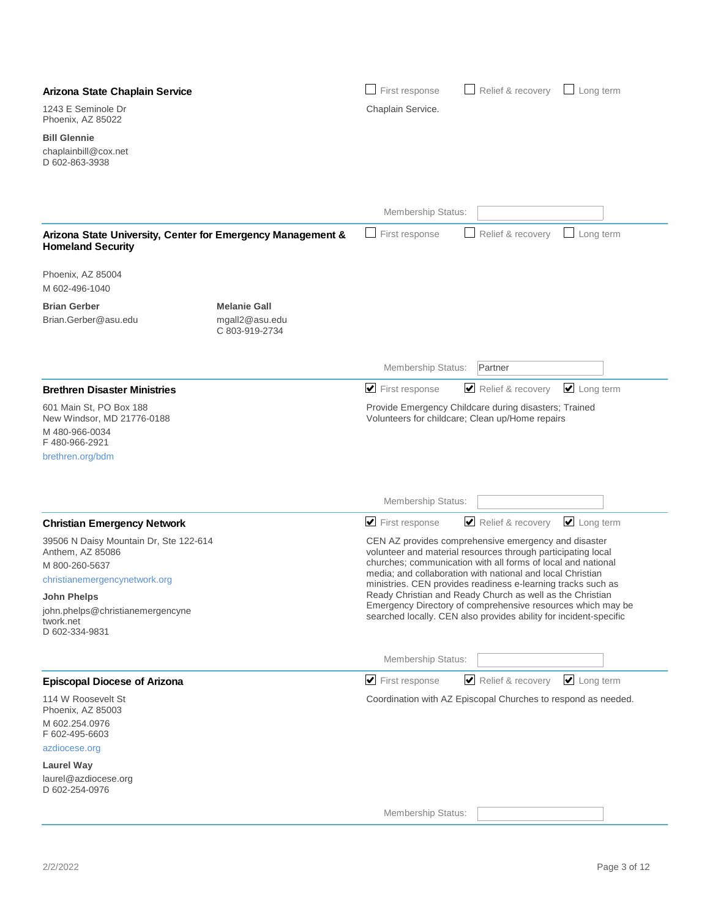### Arizona State Chaplain Service

1243 E Seminole Dr
Phoenix, AZ 85022

**Bill Glennie**
chaplainbill@cox.net
D 602-863-3938

☐ First response ☐ Relief & recovery ☐ Long term

Chaplain Service.

Membership Status:

---

### Arizona State University, Center for Emergency Management & Homeland Security

Phoenix, AZ 85004
M 602-496-1040

**Brian Gerber**
Brian.Gerber@asu.edu

**Melanie Gall**
mgall2@asu.edu
C 803-919-2734

☐ First response ☐ Relief & recovery ☐ Long term

Membership Status: Partner

---

### Brethren Disaster Ministries

601 Main St, PO Box 188
New Windsor, MD 21776-0188
M 480-966-0034
F 480-966-2921
brethren.org/bdm

☑ First response ☑ Relief & recovery ☑ Long term

Provide Emergency Childcare during disasters; Trained Volunteers for childcare; Clean up/Home repairs

Membership Status:

---

### Christian Emergency Network

39506 N Daisy Mountain Dr, Ste 122-614
Anthem, AZ 85086
M 800-260-5637
christianemergencynetwork.org

**John Phelps**
john.phelps@christianemergencynetwork.net
D 602-334-9831

☑ First response ☑ Relief & recovery ☑ Long term

CEN AZ provides comprehensive emergency and disaster volunteer and material resources through participating local churches; communication with all forms of local and national media; and collaboration with national and local Christian ministries. CEN provides readiness e-learning tracks such as Ready Christian and Ready Church as well as the Christian Emergency Directory of comprehensive resources which may be searched locally. CEN also provides ability for incident-specific

Membership Status:

---

### Episcopal Diocese of Arizona

114 W Roosevelt St
Phoenix, AZ 85003
M 602.254.0976
F 602-495-6603
azdiocese.org

**Laurel Way**
laurel@azdiocese.org
D 602-254-0976

☑ First response ☑ Relief & recovery ☑ Long term

Coordination with AZ Episcopal Churches to respond as needed.

Membership Status:

---

2/2/2022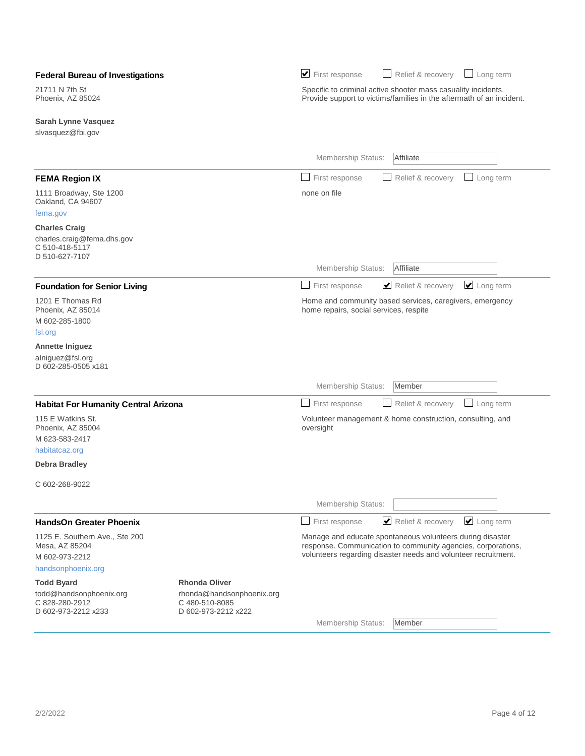### Federal Bureau of Investigations

21711 N 7th St
Phoenix, AZ 85024

**Sarah Lynne Vasquez**
slvasquez@fbi.gov

☑ First response ☐ Relief & recovery ☐ Long term

Specific to criminal active shooter mass casualty incidents. Provide support to victims/families in the aftermath of an incident.

Membership Status: Affiliate

---

### FEMA Region IX

1111 Broadway, Ste 1200
Oakland, CA 94607
fema.gov

**Charles Craig**
charles.craig@fema.dhs.gov
C 510-418-5117
D 510-627-7107

☐ First response ☐ Relief & recovery ☐ Long term

none on file

Membership Status: Affiliate

---

### Foundation for Senior Living

1201 E Thomas Rd
Phoenix, AZ 85014
M 602-285-1800
fsl.org

**Annette Iniguez**
aIniguez@fsl.org
D 602-285-0505 x181

☐ First response ☑ Relief & recovery ☑ Long term

Home and community based services, caregivers, emergency home repairs, social services, respite

Membership Status: Member

---

### Habitat For Humanity Central Arizona

115 E Watkins St.
Phoenix, AZ 85004
M 623-583-2417
habitatcaz.org

**Debra Bradley**

C 602-268-9022

☐ First response ☐ Relief & recovery ☐ Long term

Volunteer management & home construction, consulting, and oversight

Membership Status:

---

### HandsOn Greater Phoenix

1125 E. Southern Ave., Ste 200
Mesa, AZ 85204
M 602-973-2212
handsonphoenix.org

**Todd Byard**
todd@handsonphoenix.org
C 828-280-2912
D 602-973-2212 x233

**Rhonda Oliver**
rhonda@handsonphoenix.org
C 480-510-8085
D 602-973-2212 x222

☐ First response ☑ Relief & recovery ☑ Long term

Manage and educate spontaneous volunteers during disaster response. Communication to community agencies, corporations, volunteers regarding disaster needs and volunteer recruitment.

Membership Status: Member

---

2/2/2022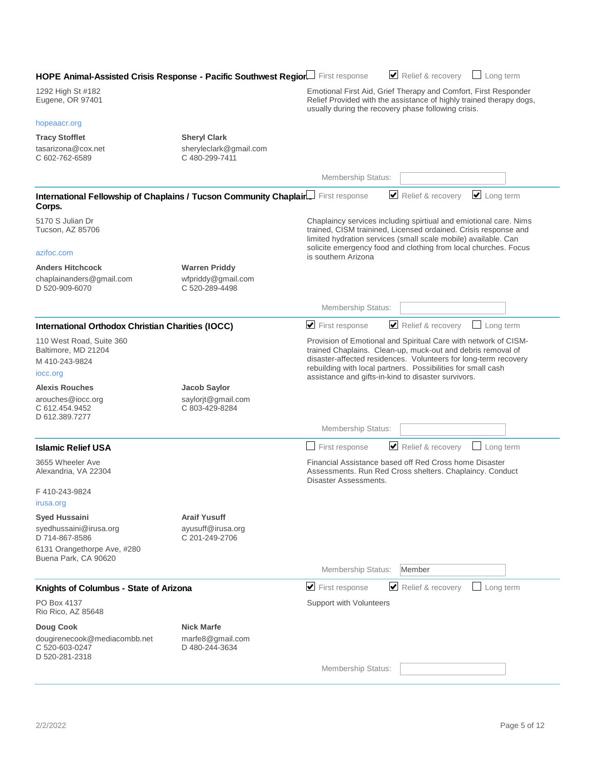### HOPE Animal-Assisted Crisis Response - Pacific Southwest Region

☐ First response ☑ Relief & recovery ☐ Long term

1292 High St #182
Eugene, OR 97401

Emotional First Aid, Grief Therapy and Comfort, First Responder Relief Provided with the assistance of highly trained therapy dogs, usually during the recovery phase following crisis.

hopeaacr.org

**Tracy Stofflet**
tasarizona@cox.net
C 602-762-6589

**Sheryl Clark**
sheryleclark@gmail.com
C 480-299-7411

Membership Status:

---

### International Fellowship of Chaplains / Tucson Community Chaplain Corps.

☐ First response ☑ Relief & recovery ☑ Long term

5170 S Julian Dr
Tucson, AZ 85706

Chaplaincy services including spirtiual and emiotional care. Nims trained, CISM trained, Licensed ordained. Crisis response and limited hydration services (small scale mobile) available. Can solicite emergency food and clothing from local churches. Focus is southern Arizona

azifoc.com

**Anders Hitchcock**
chaplainanders@gmail.com
D 520-909-6070

**Warren Priddy**
wfpriddy@gmail.com
C 520-289-4498

Membership Status:

---

### International Orthodox Christian Charities (IOCC)

☑ First response ☑ Relief & recovery ☐ Long term

110 West Road, Suite 360
Baltimore, MD 21204
M 410-243-9824

Provision of Emotional and Spiritual Care with network of CISM-trained Chaplains. Clean-up, muck-out and debris removal of disaster-affected residences. Volunteers for long-term recovery rebuilding with local partners. Possibilities for small cash assistance and gifts-in-kind to disaster survivors.

iocc.org

**Alexis Rouches**
arouches@iocc.org
C 612.454.9452
D 612.389.7277

**Jacob Saylor**
saylorjt@gmail.com
C 803-429-8284

Membership Status:

---

### Islamic Relief USA

☐ First response ☑ Relief & recovery ☐ Long term

3655 Wheeler Ave
Alexandria, VA 22304

Financial Assistance based off Red Cross home Disaster Assessments. Run Red Cross shelters. Chaplaincy. Conduct Disaster Assessments.

F 410-243-9824

irusa.org

**Syed Hussaini**
syedhussaini@irusa.org
D 714-867-8586
6131 Orangethorpe Ave, #280
Buena Park, CA 90620

**Araif Yusuff**
ayusuff@irusa.org
C 201-249-2706

Membership Status: Member

---

### Knights of Columbus - State of Arizona

☑ First response ☑ Relief & recovery ☐ Long term

PO Box 4137
Rio Rico, AZ 85648

Support with Volunteers

**Doug Cook**
dougirenecook@mediacombb.net
C 520-603-0247
D 520-281-2318

**Nick Marfe**
marfe8@gmail.com
D 480-244-3634

Membership Status: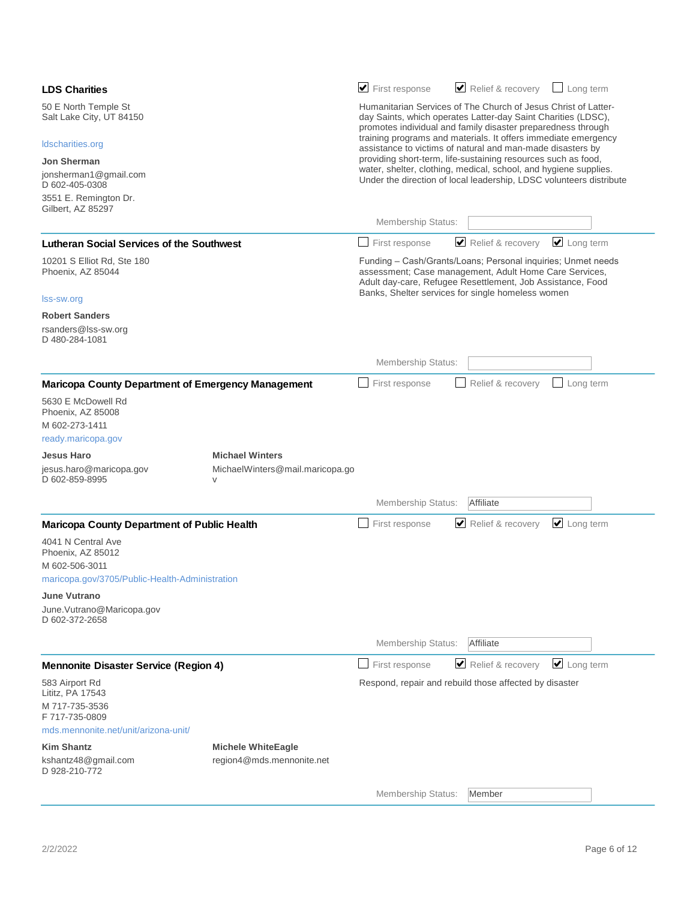### LDS Charities

50 E North Temple St
Salt Lake City, UT 84150

ldscharities.org

**Jon Sherman**
jonsherman1@gmail.com
D 602-405-0308
3551 E. Remington Dr.
Gilbert, AZ 85297

☑ First response ☑ Relief & recovery ☐ Long term

Humanitarian Services of The Church of Jesus Christ of Latter-day Saints, which operates Latter-day Saint Charities (LDSC), promotes individual and family disaster preparedness through training programs and materials. It offers immediate emergency assistance to victims of natural and man-made disasters by providing short-term, life-sustaining resources such as food, water, shelter, clothing, medical, school, and hygiene supplies. Under the direction of local leadership, LDSC volunteers distribute

Membership Status:

---

### Lutheran Social Services of the Southwest

10201 S Elliot Rd, Ste 180
Phoenix, AZ 85044

lss-sw.org

**Robert Sanders**
rsanders@lss-sw.org
D 480-284-1081

☐ First response ☑ Relief & recovery ☑ Long term

Funding – Cash/Grants/Loans; Personal inquiries; Unmet needs assessment; Case management, Adult Home Care Services, Adult day-care, Refugee Resettlement, Job Assistance, Food Banks, Shelter services for single homeless women

Membership Status:

---

### Maricopa County Department of Emergency Management

5630 E McDowell Rd
Phoenix, AZ 85008
M 602-273-1411
ready.maricopa.gov

**Jesus Haro**
jesus.haro@maricopa.gov
D 602-859-8995

**Michael Winters**
MichaelWinters@mail.maricopa.gov

☐ First response ☐ Relief & recovery ☐ Long term

Membership Status: Affiliate

---

### Maricopa County Department of Public Health

4041 N Central Ave
Phoenix, AZ 85012
M 602-506-3011
maricopa.gov/3705/Public-Health-Administration

**June Vutrano**
June.Vutrano@Maricopa.gov
D 602-372-2658

☐ First response ☑ Relief & recovery ☑ Long term

Membership Status: Affiliate

---

### Mennonite Disaster Service (Region 4)

583 Airport Rd
Lititz, PA 17543
M 717-735-3536
F 717-735-0809
mds.mennonite.net/unit/arizona-unit/

**Kim Shantz**
kshantz48@gmail.com
D 928-210-772

**Michele WhiteEagle**
region4@mds.mennonite.net

☐ First response ☑ Relief & recovery ☑ Long term

Respond, repair and rebuild those affected by disaster

Membership Status: Member

---

2/2/2022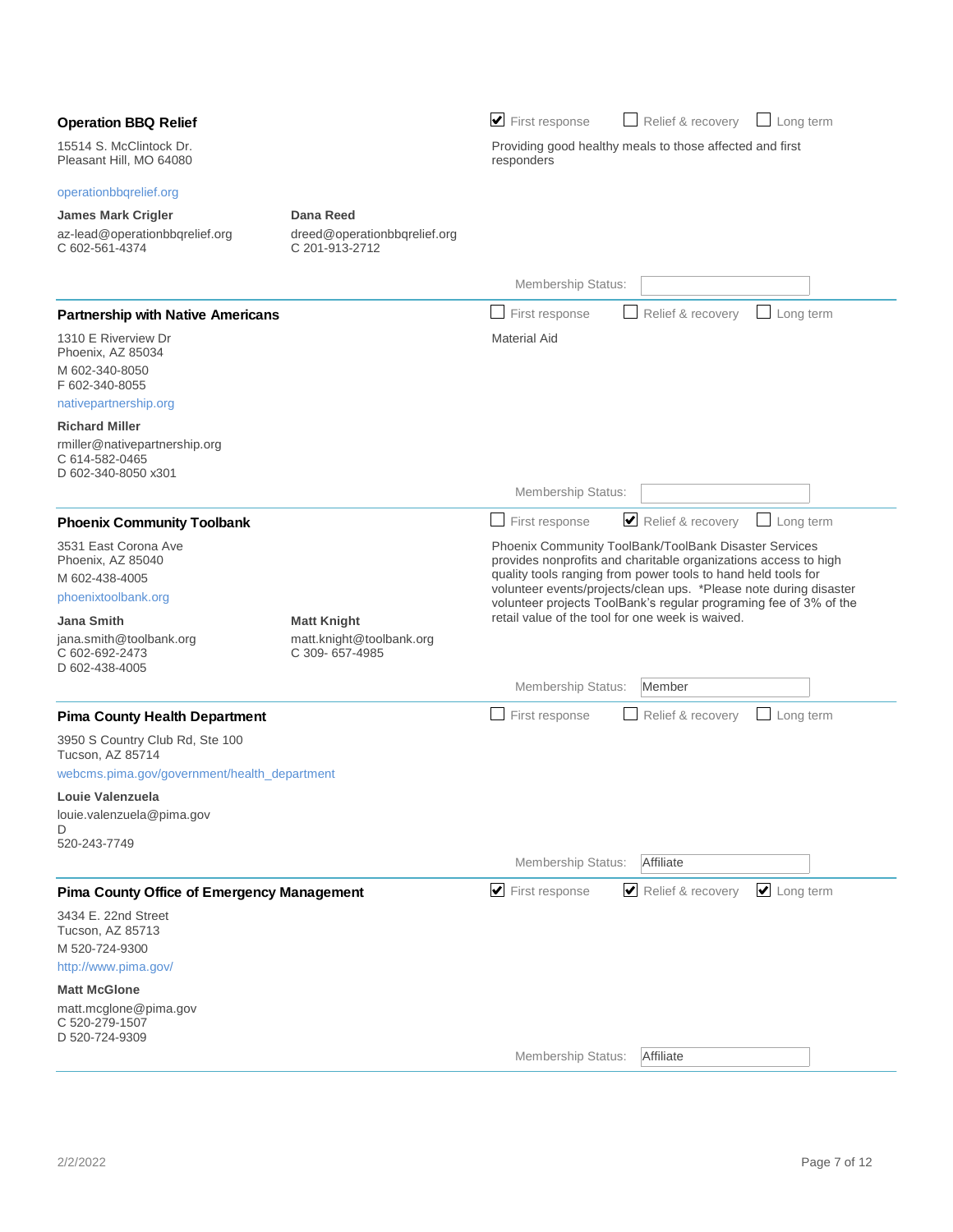### Operation BBQ Relief

☑ First response ☐ Relief & recovery ☐ Long term

15514 S. McClintock Dr.
Pleasant Hill, MO 64080

operationbbqrelief.org

**James Mark Crigler**
az-lead@operationbbqrelief.org
C 602-561-4374

**Dana Reed**
dreed@operationbbqrelief.org
C 201-913-2712

Providing good healthy meals to those affected and first responders

Membership Status:

---

### Partnership with Native Americans

☐ First response ☐ Relief & recovery ☐ Long term

1310 E Riverview Dr
Phoenix, AZ 85034
M 602-340-8050
F 602-340-8055

nativepartnership.org

**Richard Miller**
rmiller@nativepartnership.org
C 614-582-0465
D 602-340-8050 x301

Material Aid

Membership Status:

---

### Phoenix Community Toolbank

☐ First response ☑ Relief & recovery ☐ Long term

3531 East Corona Ave
Phoenix, AZ 85040
M 602-438-4005

phoenixtoolbank.org

**Jana Smith**
jana.smith@toolbank.org
C 602-692-2473
D 602-438-4005

**Matt Knight**
matt.knight@toolbank.org
C 309- 657-4985

Phoenix Community ToolBank/ToolBank Disaster Services provides nonprofits and charitable organizations access to high quality tools ranging from power tools to hand held tools for volunteer events/projects/clean ups. *Please note during disaster volunteer projects ToolBank's regular programing fee of 3% of the retail value of the tool for one week is waived.

Membership Status: Member

---

### Pima County Health Department

☐ First response ☐ Relief & recovery ☐ Long term

3950 S Country Club Rd, Ste 100
Tucson, AZ 85714

webcms.pima.gov/government/health_department

**Louie Valenzuela**
louie.valenzuela@pima.gov
D
520-243-7749

Membership Status: Affiliate

---

### Pima County Office of Emergency Management

☑ First response ☑ Relief & recovery ☑ Long term

3434 E. 22nd Street
Tucson, AZ 85713
M 520-724-9300

http://www.pima.gov/

**Matt McGlone**
matt.mcglone@pima.gov
C 520-279-1507
D 520-724-9309

Membership Status: Affiliate

---

2/2/2022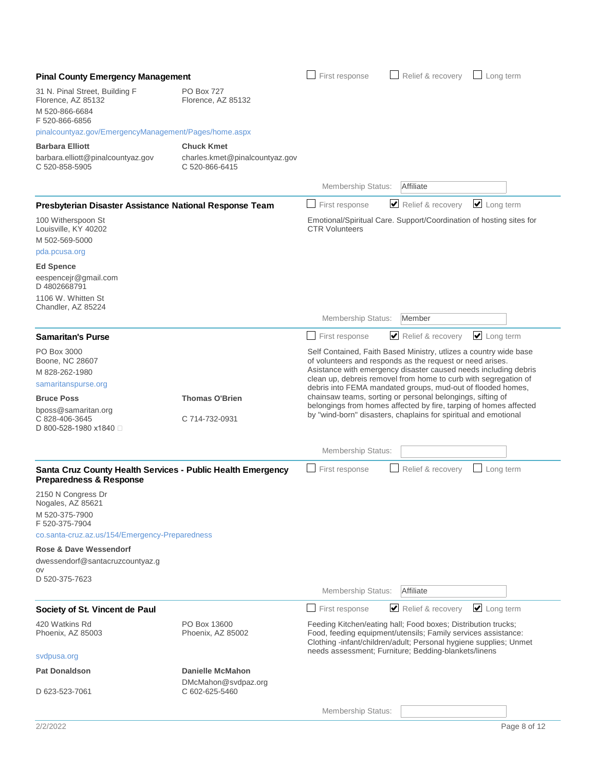### Pinal County Emergency Management

☐ First response ☐ Relief & recovery ☐ Long term

31 N. Pinal Street, Building F
Florence, AZ 85132

PO Box 727
Florence, AZ 85132

M 520-866-6684
F 520-866-6856

pinalcountyaz.gov/EmergencyManagement/Pages/home.aspx

**Barbara Elliott**
barbara.elliott@pinalcountyaz.gov
C 520-858-5905

**Chuck Kmet**
charles.kmet@pinalcountyaz.gov
C 520-866-6415

Membership Status: Affiliate

---

### Presbyterian Disaster Assistance National Response Team

☐ First response ☑ Relief & recovery ☑ Long term

100 Witherspoon St
Louisville, KY 40202
M 502-569-5000

pda.pcusa.org

Emotional/Spiritual Care. Support/Coordination of hosting sites for CTR Volunteers

**Ed Spence**
eespencejr@gmail.com
D 4802668791
1106 W. Whitten St
Chandler, AZ 85224

Membership Status: Member

---

### Samaritan's Purse

☐ First response ☑ Relief & recovery ☑ Long term

PO Box 3000
Boone, NC 28607
M 828-262-1980

samaritanspurse.org

Self Contained, Faith Based Ministry, utlizes a country wide base of volunteers and responds as the request or need arises. Asistance with emergency disaster caused needs including debris clean up, debreis removel from home to curb with segregation of debris into FEMA mandated groups, mud-out of flooded homes, chainsaw teams, sorting or personal belongings, sifting of belongings from homes affected by fire, tarping of homes affected by "wind-born" disasters, chaplains for spiritual and emotional

**Bruce Poss**
bposs@samaritan.org
C 828-406-3645
D 800-528-1980 x1840

**Thomas O'Brien**
C 714-732-0931

Membership Status:

---

### Santa Cruz County Health Services - Public Health Emergency Preparedness & Response

☐ First response ☐ Relief & recovery ☐ Long term

2150 N Congress Dr
Nogales, AZ 85621
M 520-375-7900
F 520-375-7904

co.santa-cruz.az.us/154/Emergency-Preparedness

**Rose & Dave Wessendorf**
dwessendorf@santacruzcountyaz.gov
D 520-375-7623

Membership Status: Affiliate

---

### Society of St. Vincent de Paul

☐ First response ☑ Relief & recovery ☑ Long term

420 Watkins Rd
Phoenix, AZ 85003

PO Box 13600
Phoenix, AZ 85002

svdpusa.org

Feeding Kitchen/eating hall; Food boxes; Distribution trucks; Food, feeding equipment/utensils; Family services assistance: Clothing -infant/children/adult; Personal hygiene supplies; Unmet needs assessment; Furniture; Bedding-blankets/linens

**Pat Donaldson**
D 623-523-7061

**Danielle McMahon**
DMcMahon@svdpaz.org
C 602-625-5460

Membership Status:

2/2/2022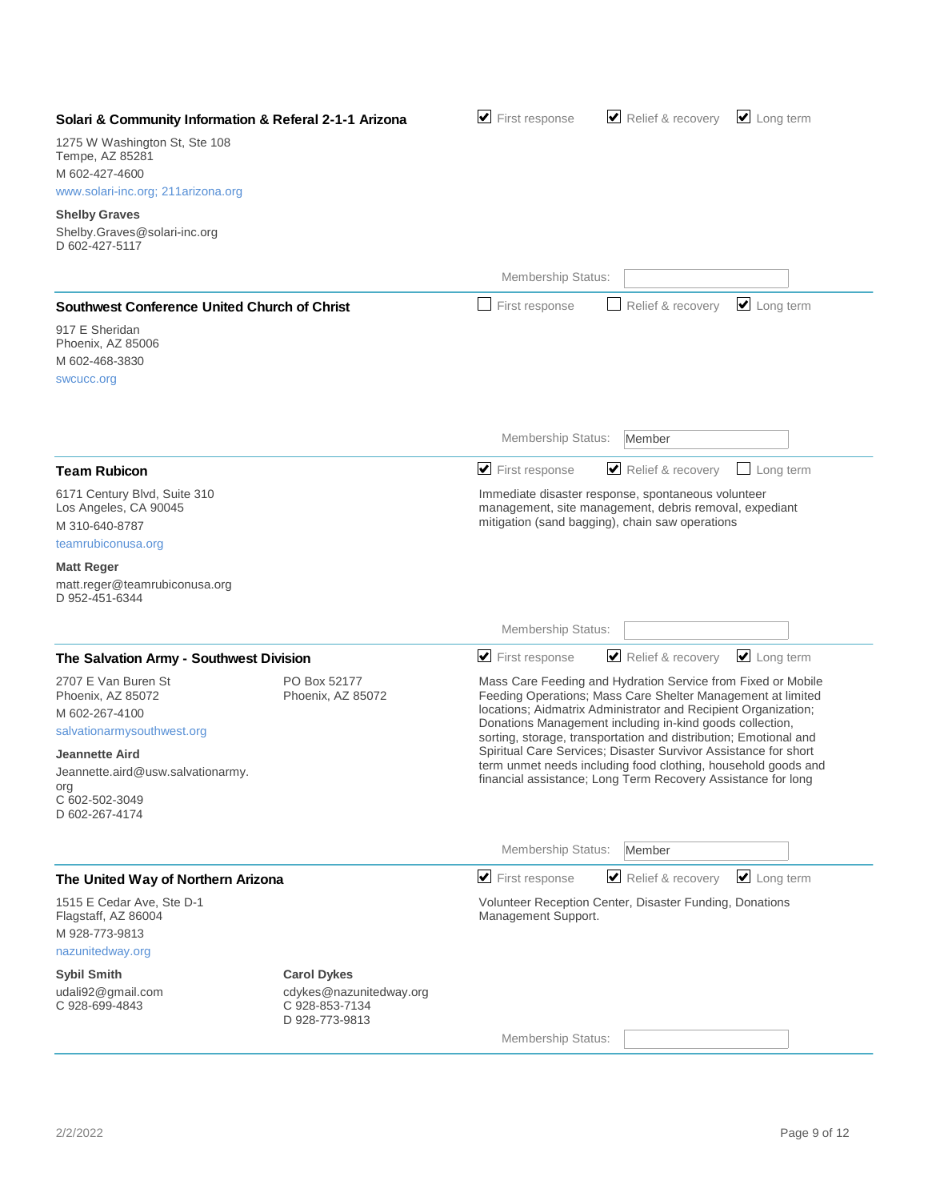### Solari & Community Information & Referal 2-1-1 Arizona

☑ First response ☑ Relief & recovery ☑ Long term

1275 W Washington St, Ste 108
Tempe, AZ 85281
M 602-427-4600
www.solari-inc.org; 211arizona.org

**Shelby Graves**
Shelby.Graves@solari-inc.org
D 602-427-5117

Membership Status:

---

### Southwest Conference United Church of Christ

☐ First response ☐ Relief & recovery ☑ Long term

917 E Sheridan
Phoenix, AZ 85006
M 602-468-3830
swcucc.org

Membership Status: Member

---

### Team Rubicon

☑ First response ☑ Relief & recovery ☐ Long term

Immediate disaster response, spontaneous volunteer management, site management, debris removal, expediant mitigation (sand bagging), chain saw operations

6171 Century Blvd, Suite 310
Los Angeles, CA 90045
M 310-640-8787
teamrubiconusa.org

**Matt Reger**
matt.reger@teamrubiconusa.org
D 952-451-6344

Membership Status:

---

### The Salvation Army - Southwest Division

☑ First response ☑ Relief & recovery ☑ Long term

Mass Care Feeding and Hydration Service from Fixed or Mobile Feeding Operations; Mass Care Shelter Management at limited locations; Aidmatrix Administrator and Recipient Organization; Donations Management including in-kind goods collection, sorting, storage, transportation and distribution; Emotional and Spiritual Care Services; Disaster Survivor Assistance for short term unmet needs including food clothing, household goods and financial assistance; Long Term Recovery Assistance for long

2707 E Van Buren St
Phoenix, AZ 85072

PO Box 52177
Phoenix, AZ 85072

M 602-267-4100
salvationarmysouthwest.org

**Jeannette Aird**
Jeannette.aird@usw.salvationarmy.org
C 602-502-3049
D 602-267-4174

Membership Status: Member

---

### The United Way of Northern Arizona

☑ First response ☑ Relief & recovery ☑ Long term

Volunteer Reception Center, Disaster Funding, Donations Management Support.

1515 E Cedar Ave, Ste D-1
Flagstaff, AZ 86004
M 928-773-9813
nazunitedway.org

**Sybil Smith**
udali92@gmail.com
C 928-699-4843

**Carol Dykes**
cdykes@nazunitedway.org
C 928-853-7134
D 928-773-9813

Membership Status:

---

2/2/2022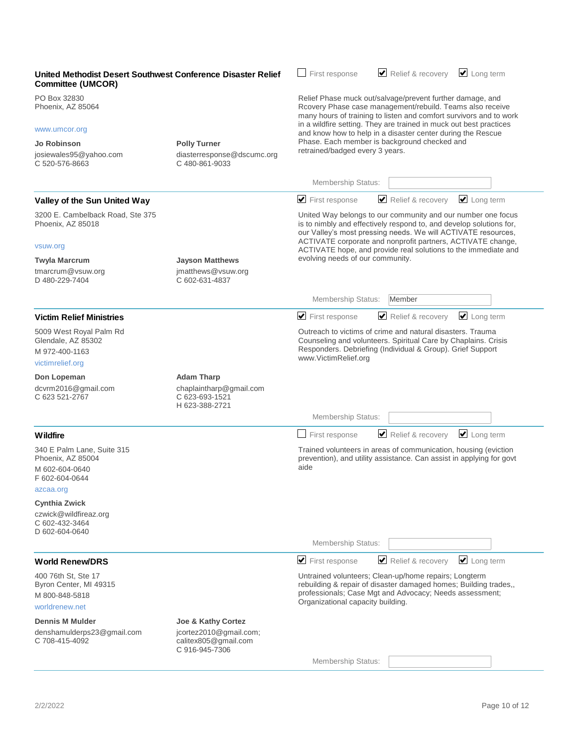## United Methodist Desert Southwest Conference Disaster Relief Committee (UMCOR)

PO Box 32830
Phoenix, AZ 85064

www.umcor.org

**Jo Robinson**
josiewales95@yahoo.com
C 520-576-8663

**Polly Turner**
diasterresponse@dscumc.org
C 480-861-9033

☐ First response ☑ Relief & recovery ☑ Long term

Relief Phase muck out/salvage/prevent further damage, and Rcovery Phase case management/rebuild. Teams also receive many hours of training to listen and comfort survivors and to work in a wildfire setting. They are trained in muck out best practices and know how to help in a disaster center during the Rescue Phase. Each member is background checked and retrained/badged every 3 years.

Membership Status:

---

## Valley of the Sun United Way

3200 E. Cambelback Road, Ste 375
Phoenix, AZ 85018

vsuw.org

**Twyla Marcrum**
tmarcrum@vsuw.org
D 480-229-7404

**Jayson Matthews**
jmatthews@vsuw.org
C 602-631-4837

☑ First response ☑ Relief & recovery ☑ Long term

United Way belongs to our community and our number one focus is to nimbly and effectively respond to, and develop solutions for, our Valley's most pressing needs. We will ACTIVATE resources, ACTIVATE corporate and nonprofit partners, ACTIVATE change, ACTIVATE hope, and provide real solutions to the immediate and evolving needs of our community.

Membership Status: Member

---

## Victim Relief Ministries

5009 West Royal Palm Rd
Glendale, AZ 85302
M 972-400-1163
victimrelief.org

**Don Lopeman**
dcvrm2016@gmail.com
C 623 521-2767

**Adam Tharp**
chaplaintharp@gmail.com
C 623-693-1521
H 623-388-2721

☑ First response ☑ Relief & recovery ☑ Long term

Outreach to victims of crime and natural disasters. Trauma Counseling and volunteers. Spiritual Care by Chaplains. Crisis Responders. Debriefing (Individual & Group). Grief Support www.VictimRelief.org

Membership Status:

---

## Wildfire

340 E Palm Lane, Suite 315
Phoenix, AZ 85004
M 602-604-0640
F 602-604-0644
azcaa.org

**Cynthia Zwick**
czwick@wildfireaz.org
C 602-432-3464
D 602-604-0640

☐ First response ☑ Relief & recovery ☑ Long term

Trained volunteers in areas of communication, housing (eviction prevention), and utility assistance. Can assist in applying for govt aide

Membership Status:

---

## World Renew/DRS

400 76th St, Ste 17
Byron Center, MI 49315
M 800-848-5818
worldrenew.net

**Dennis M Mulder**
denshamulderps23@gmail.com
C 708-415-4092

**Joe & Kathy Cortez**
jcortez2010@gmail.com; calitex805@gmail.com
C 916-945-7306

☑ First response ☑ Relief & recovery ☑ Long term

Untrained volunteers; Clean-up/home repairs; Longterm rebuilding & repair of disaster damaged homes; Building trades,, professionals; Case Mgt and Advocacy; Needs assessment; Organizational capacity building.

Membership Status:

---

2/2/2022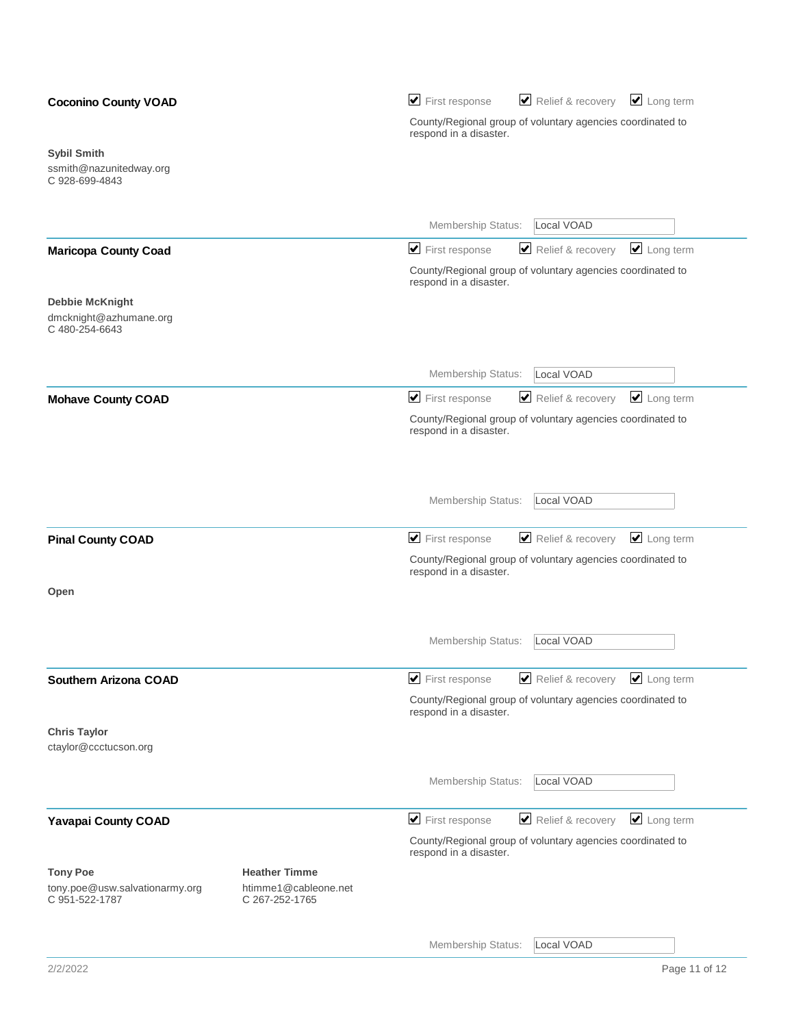**Coconino County VOAD**

☑ First response ☑ Relief & recovery ☑ Long term

County/Regional group of voluntary agencies coordinated to respond in a disaster.

**Sybil Smith**
ssmith@nazunitedway.org
C 928-699-4843

Membership Status: Local VOAD

---

**Maricopa County Coad**

☑ First response ☑ Relief & recovery ☑ Long term

County/Regional group of voluntary agencies coordinated to respond in a disaster.

**Debbie McKnight**
dmcknight@azhumane.org
C 480-254-6643

Membership Status: Local VOAD

---

**Mohave County COAD**

☑ First response ☑ Relief & recovery ☑ Long term

County/Regional group of voluntary agencies coordinated to respond in a disaster.

Membership Status: Local VOAD

---

**Pinal County COAD**

☑ First response ☑ Relief & recovery ☑ Long term

County/Regional group of voluntary agencies coordinated to respond in a disaster.

**Open**

Membership Status: Local VOAD

---

**Southern Arizona COAD**

☑ First response ☑ Relief & recovery ☑ Long term

County/Regional group of voluntary agencies coordinated to respond in a disaster.

**Chris Taylor**
ctaylor@ccctucson.org

Membership Status: Local VOAD

---

**Yavapai County COAD**

☑ First response ☑ Relief & recovery ☑ Long term

County/Regional group of voluntary agencies coordinated to respond in a disaster.

**Tony Poe**
tony.poe@usw.salvationarmy.org
C 951-522-1787

**Heather Timme**
htimme1@cableone.net
C 267-252-1765

Membership Status: Local VOAD

---

2/2/2022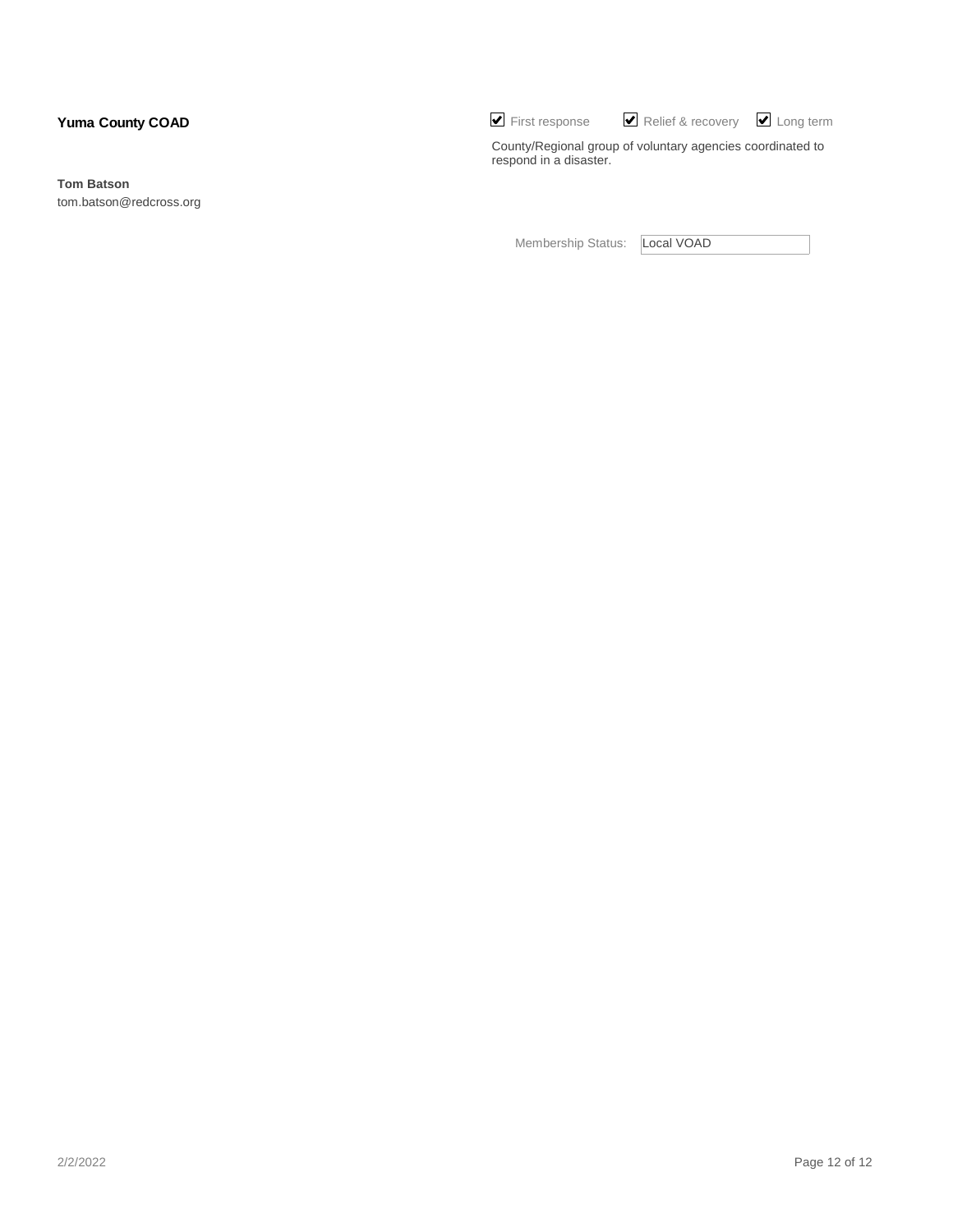**Yuma County COAD**

☑ First response ☑ Relief & recovery ☑ Long term

County/Regional group of voluntary agencies coordinated to respond in a disaster.

**Tom Batson**
tom.batson@redcross.org

Membership Status: Local VOAD

2/2/2022